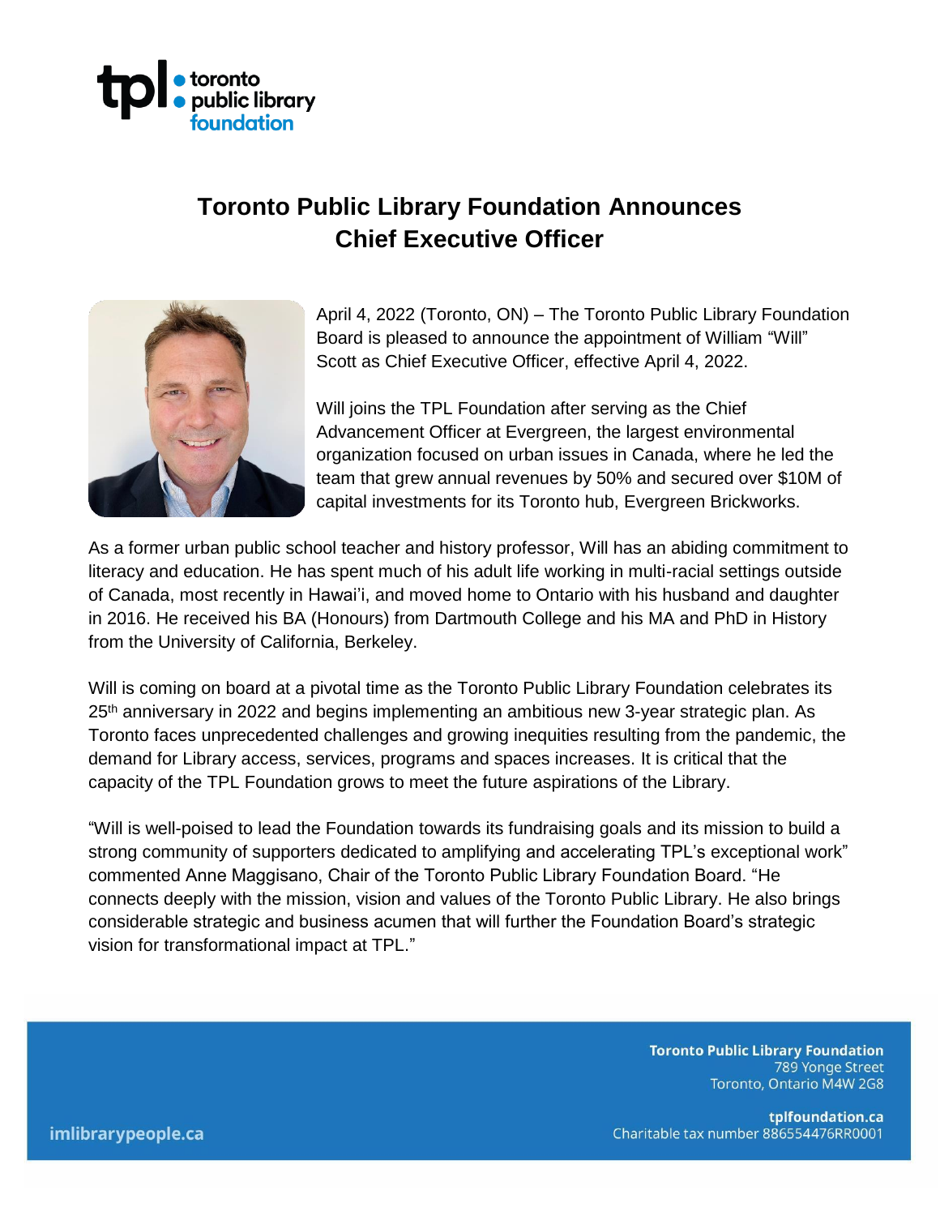# Toronto Public Library Foundation Announces Chief Executive Officer

April 4, 2022 (Toronto, ON) – The Toronto Public Library Foundation Board is pleased to announce the appointment of William "Will" Scott as Chief Executive Officer, effective April 4, 2022.

Will joins the TPL Foundation after serving as the Chief Advancement Officer at Evergreen, the largest environmental organization focused on urban issues in Canada, where he led the team that grew annual revenues by 50% and secured over $10M of capital investments for its Toronto hub, Evergreen Brickworks.

As a former urban public school teacher and history professor, Will has an abiding commitment to literacy and education. He has spent much of his adult life working in multi-racial settings outside of Canada, most recently in Hawai'i, and moved home to Ontario with his husband and daughter in 2016. He received his BA (Honours) from Dartmouth College and his MA and PhD in History from the University of California, Berkeley.

Will is coming on board at a pivotal time as the Toronto Public Library Foundation celebrates its 25th anniversary in 2022 and begins implementing an ambitious new 3-year strategic plan. As Toronto faces unprecedented challenges and growing inequities resulting from the pandemic, the demand for Library access, services, programs and spaces increases. It is critical that the capacity of the TPL Foundation grows to meet the future aspirations of the Library.

"Will is well-poised to lead the Foundation towards its fundraising goals and its mission to build a strong community of supporters dedicated to amplifying and accelerating TPL's exceptional work" commented Anne Maggisano, Chair of the Toronto Public Library Foundation Board. "He connects deeply with the mission, vision and values of the Toronto Public Library. He also brings considerable strategic and business acumen that will further the Foundation Board's strategic vision for transformational impact at TPL."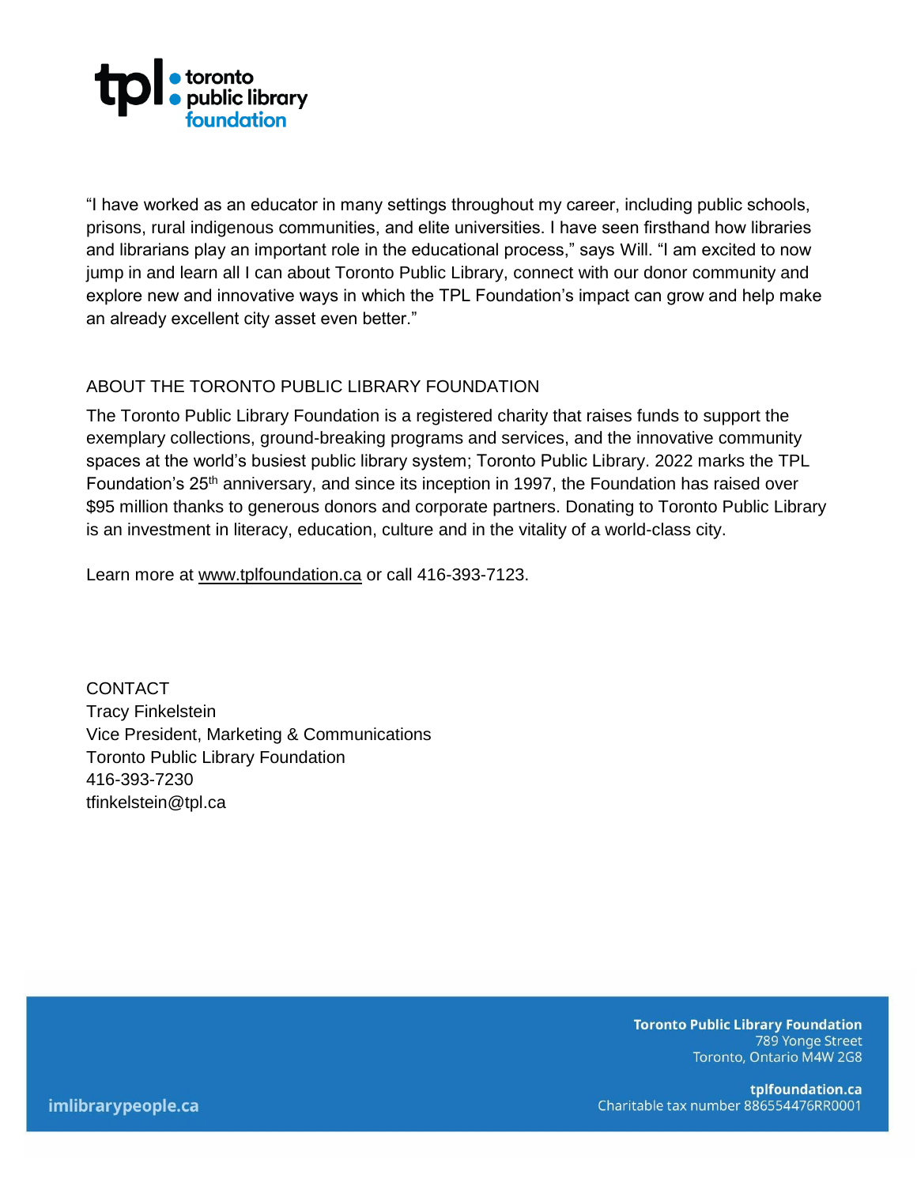"I have worked as an educator in many settings throughout my career, including public schools, prisons, rural indigenous communities, and elite universities. I have seen firsthand how libraries and librarians play an important role in the educational process," says Will. "I am excited to now jump in and learn all I can about Toronto Public Library, connect with our donor community and explore new and innovative ways in which the TPL Foundation's impact can grow and help make an already excellent city asset even better."

## ABOUT THE TORONTO PUBLIC LIBRARY FOUNDATION

The Toronto Public Library Foundation is a registered charity that raises funds to support the exemplary collections, ground-breaking programs and services, and the innovative community spaces at the world's busiest public library system; Toronto Public Library. 2022 marks the TPL Foundation's 25th anniversary, and since its inception in 1997, the Foundation has raised over $95 million thanks to generous donors and corporate partners. Donating to Toronto Public Library is an investment in literacy, education, culture and in the vitality of a world-class city.

Learn more at www.tplfoundation.ca or call 416-393-7123.

CONTACT
Tracy Finkelstein
Vice President, Marketing & Communications
Toronto Public Library Foundation
416-393-7230
tfinkelstein@tpl.ca

**Toronto Public Library Foundation**
789 Yonge Street
Toronto, Ontario M4W 2G8

**tplfoundation.ca**
Charitable tax number 886554476RR0001

**imlibrarypeople.ca**